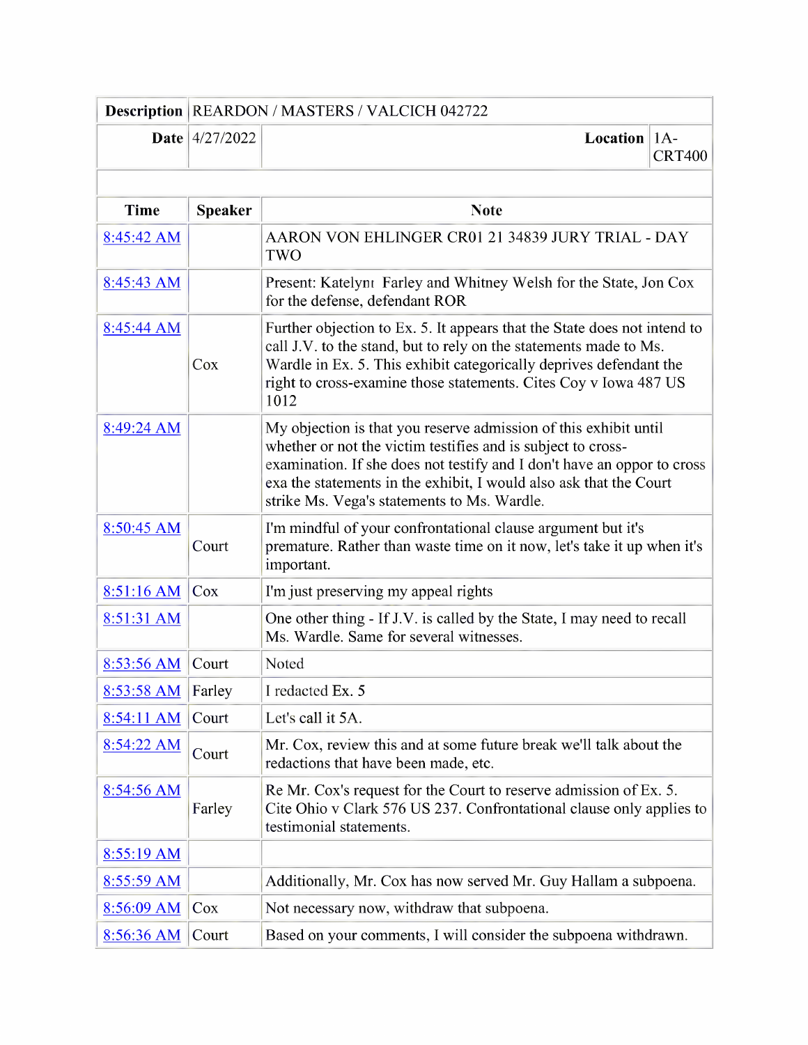| Description | REARDON / MASTERS / VALCICH 042722 | | |
|---|---|---|---|
| **Date** | 4/27/2022 | **Location** | 1A-CRT400 |

| Time | Speaker | Note |
|---|---|---|
| 8:45:42 AM | | AARON VON EHLINGER CR01 21 34839 JURY TRIAL - DAY TWO |
| 8:45:43 AM | | Present: Katelynn Farley and Whitney Welsh for the State, Jon Cox for the defense, defendant ROR |
| 8:45:44 AM | Cox | Further objection to Ex. 5. It appears that the State does not intend to call J.V. to the stand, but to rely on the statements made to Ms. Wardle in Ex. 5. This exhibit categorically deprives defendant the right to cross-examine those statements. Cites Coy v Iowa 487 US 1012 |
| 8:49:24 AM | | My objection is that you reserve admission of this exhibit until whether or not the victim testifies and is subject to cross-examination. If she does not testify and I don't have an oppor to cross exa the statements in the exhibit, I would also ask that the Court strike Ms. Vega's statements to Ms. Wardle. |
| 8:50:45 AM | Court | I'm mindful of your confrontational clause argument but it's premature. Rather than waste time on it now, let's take it up when it's important. |
| 8:51:16 AM | Cox | I'm just preserving my appeal rights |
| 8:51:31 AM | | One other thing - If J.V. is called by the State, I may need to recall Ms. Wardle. Same for several witnesses. |
| 8:53:56 AM | Court | Noted |
| 8:53:58 AM | Farley | I redacted Ex. 5 |
| 8:54:11 AM | Court | Let's call it 5A. |
| 8:54:22 AM | Court | Mr. Cox, review this and at some future break we'll talk about the redactions that have been made, etc. |
| 8:54:56 AM | Farley | Re Mr. Cox's request for the Court to reserve admission of Ex. 5. Cite Ohio v Clark 576 US 237. Confrontational clause only applies to testimonial statements. |
| 8:55:19 AM | | |
| 8:55:59 AM | | Additionally, Mr. Cox has now served Mr. Guy Hallam a subpoena. |
| 8:56:09 AM | Cox | Not necessary now, withdraw that subpoena. |
| 8:56:36 AM | Court | Based on your comments, I will consider the subpoena withdrawn. |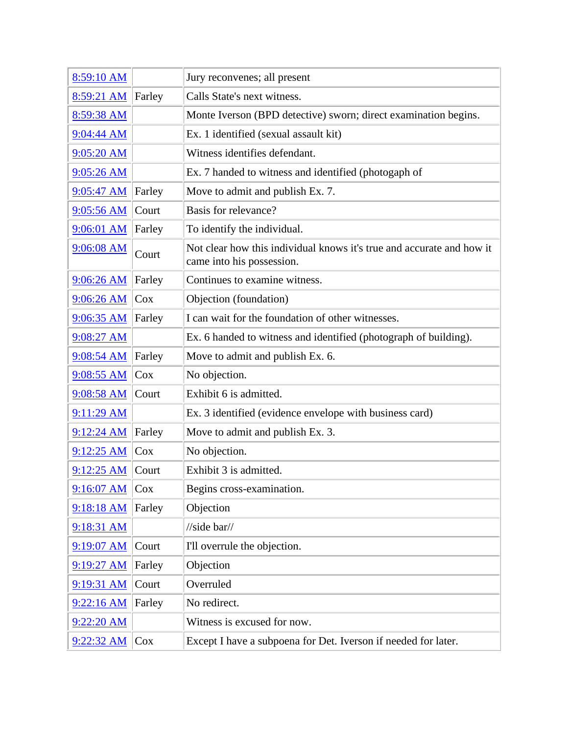| | | |
|---|---|---|
| 8:59:10 AM | | Jury reconvenes; all present |
| 8:59:21 AM | Farley | Calls State's next witness. |
| 8:59:38 AM | | Monte Iverson (BPD detective) sworn; direct examination begins. |
| 9:04:44 AM | | Ex. 1 identified (sexual assault kit) |
| 9:05:20 AM | | Witness identifies defendant. |
| 9:05:26 AM | | Ex. 7 handed to witness and identified (photogaph of |
| 9:05:47 AM | Farley | Move to admit and publish Ex. 7. |
| 9:05:56 AM | Court | Basis for relevance? |
| 9:06:01 AM | Farley | To identify the individual. |
| 9:06:08 AM | Court | Not clear how this individual knows it's true and accurate and how it came into his possession. |
| 9:06:26 AM | Farley | Continues to examine witness. |
| 9:06:26 AM | Cox | Objection (foundation) |
| 9:06:35 AM | Farley | I can wait for the foundation of other witnesses. |
| 9:08:27 AM | | Ex. 6 handed to witness and identified (photograph of building). |
| 9:08:54 AM | Farley | Move to admit and publish Ex. 6. |
| 9:08:55 AM | Cox | No objection. |
| 9:08:58 AM | Court | Exhibit 6 is admitted. |
| 9:11:29 AM | | Ex. 3 identified (evidence envelope with business card) |
| 9:12:24 AM | Farley | Move to admit and publish Ex. 3. |
| 9:12:25 AM | Cox | No objection. |
| 9:12:25 AM | Court | Exhibit 3 is admitted. |
| 9:16:07 AM | Cox | Begins cross-examination. |
| 9:18:18 AM | Farley | Objection |
| 9:18:31 AM | | //side bar// |
| 9:19:07 AM | Court | I'll overrule the objection. |
| 9:19:27 AM | Farley | Objection |
| 9:19:31 AM | Court | Overruled |
| 9:22:16 AM | Farley | No redirect. |
| 9:22:20 AM | | Witness is excused for now. |
| 9:22:32 AM | Cox | Except I have a subpoena for Det. Iverson if needed for later. |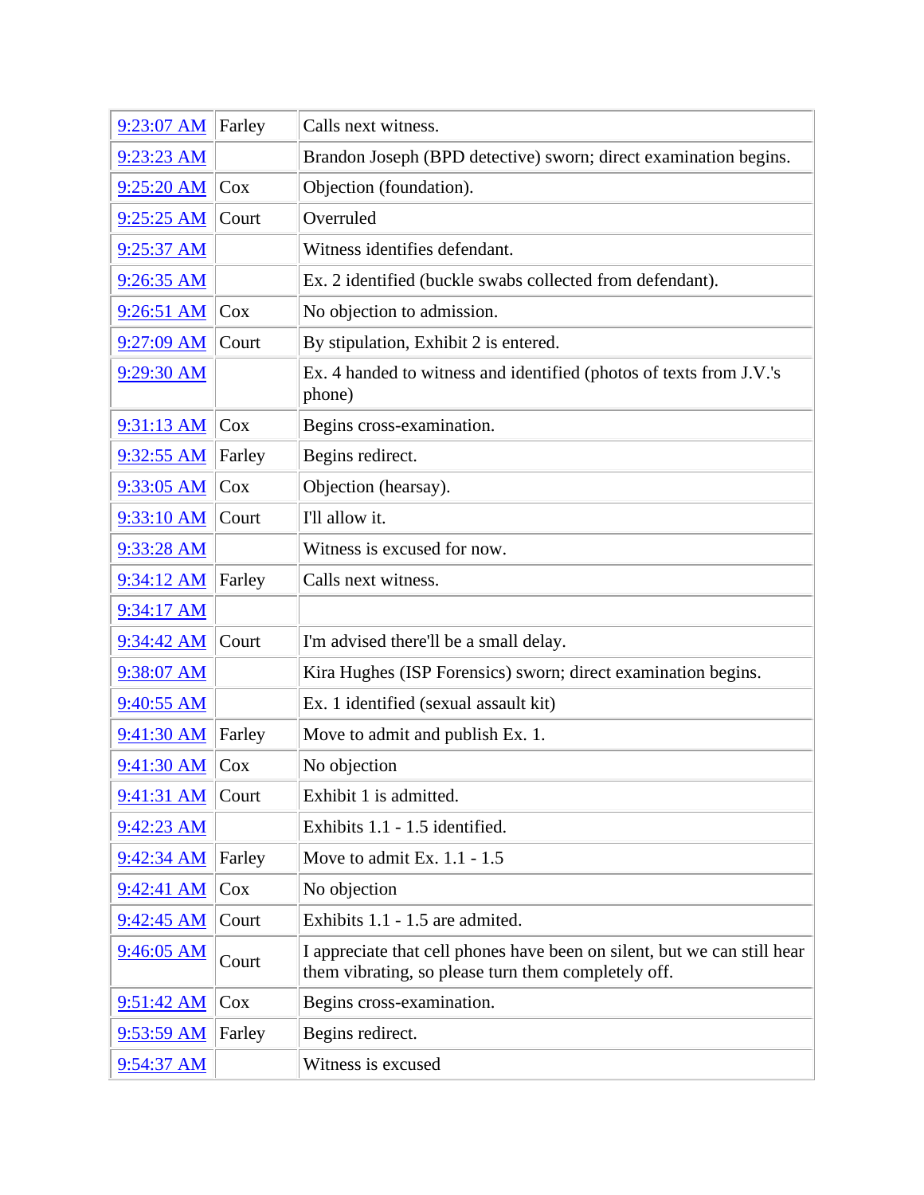| | | |
|---|---|---|
| 9:23:07 AM | Farley | Calls next witness. |
| 9:23:23 AM | | Brandon Joseph (BPD detective) sworn; direct examination begins. |
| 9:25:20 AM | Cox | Objection (foundation). |
| 9:25:25 AM | Court | Overruled |
| 9:25:37 AM | | Witness identifies defendant. |
| 9:26:35 AM | | Ex. 2 identified (buckle swabs collected from defendant). |
| 9:26:51 AM | Cox | No objection to admission. |
| 9:27:09 AM | Court | By stipulation, Exhibit 2 is entered. |
| 9:29:30 AM | | Ex. 4 handed to witness and identified (photos of texts from J.V.'s phone) |
| 9:31:13 AM | Cox | Begins cross-examination. |
| 9:32:55 AM | Farley | Begins redirect. |
| 9:33:05 AM | Cox | Objection (hearsay). |
| 9:33:10 AM | Court | I'll allow it. |
| 9:33:28 AM | | Witness is excused for now. |
| 9:34:12 AM | Farley | Calls next witness. |
| 9:34:17 AM | | |
| 9:34:42 AM | Court | I'm advised there'll be a small delay. |
| 9:38:07 AM | | Kira Hughes (ISP Forensics) sworn; direct examination begins. |
| 9:40:55 AM | | Ex. 1 identified (sexual assault kit) |
| 9:41:30 AM | Farley | Move to admit and publish Ex. 1. |
| 9:41:30 AM | Cox | No objection |
| 9:41:31 AM | Court | Exhibit 1 is admitted. |
| 9:42:23 AM | | Exhibits 1.1 - 1.5 identified. |
| 9:42:34 AM | Farley | Move to admit Ex. 1.1 - 1.5 |
| 9:42:41 AM | Cox | No objection |
| 9:42:45 AM | Court | Exhibits 1.1 - 1.5 are admited. |
| 9:46:05 AM | Court | I appreciate that cell phones have been on silent, but we can still hear them vibrating, so please turn them completely off. |
| 9:51:42 AM | Cox | Begins cross-examination. |
| 9:53:59 AM | Farley | Begins redirect. |
| 9:54:37 AM | | Witness is excused |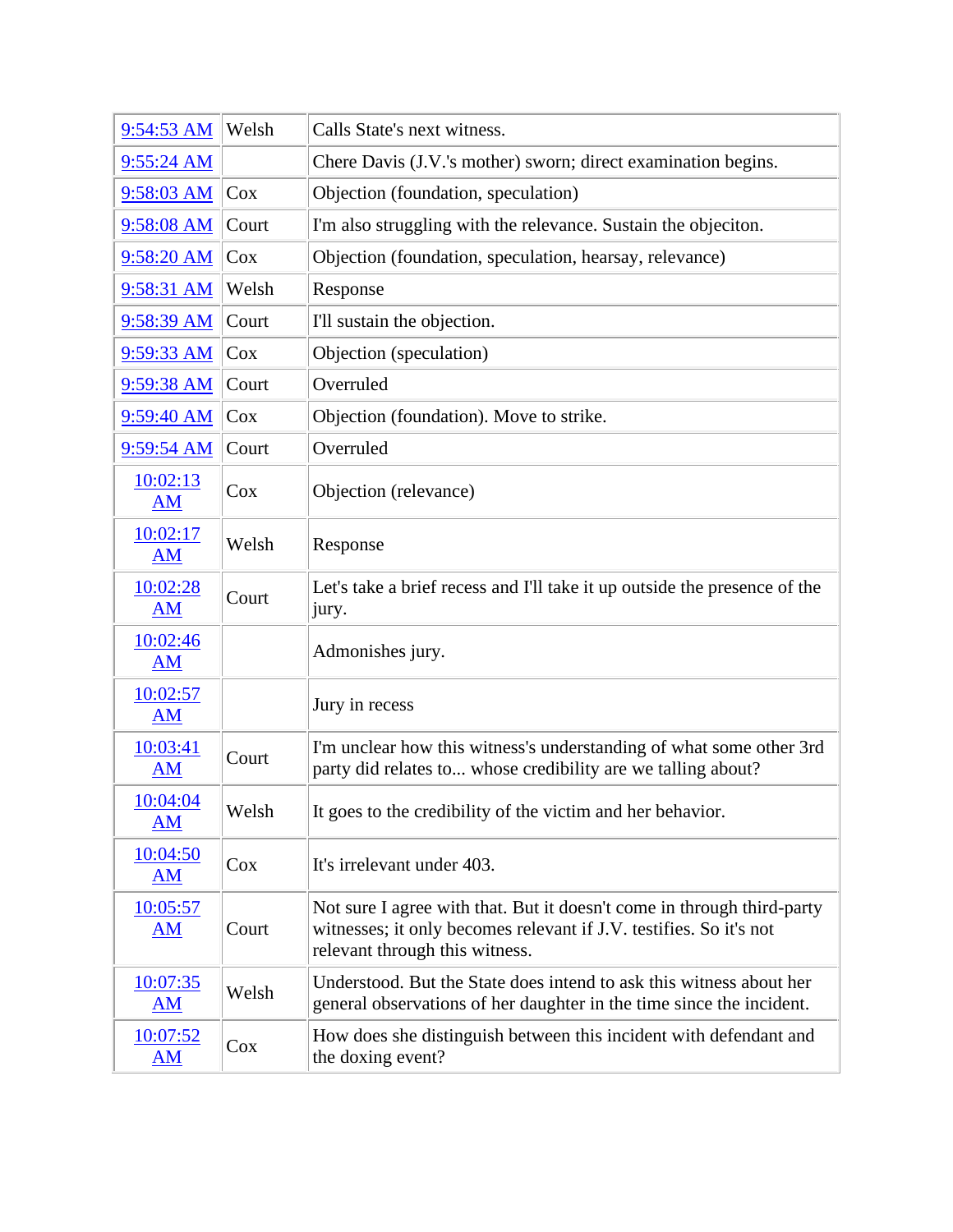| 9:54:53 AM | Welsh | Calls State's next witness. |
|---|---|---|
| 9:55:24 AM | | Chere Davis (J.V.'s mother) sworn; direct examination begins. |
| 9:58:03 AM | Cox | Objection (foundation, speculation) |
| 9:58:08 AM | Court | I'm also struggling with the relevance. Sustain the objeciton. |
| 9:58:20 AM | Cox | Objection (foundation, speculation, hearsay, relevance) |
| 9:58:31 AM | Welsh | Response |
| 9:58:39 AM | Court | I'll sustain the objection. |
| 9:59:33 AM | Cox | Objection (speculation) |
| 9:59:38 AM | Court | Overruled |
| 9:59:40 AM | Cox | Objection (foundation). Move to strike. |
| 9:59:54 AM | Court | Overruled |
| 10:02:13 AM | Cox | Objection (relevance) |
| 10:02:17 AM | Welsh | Response |
| 10:02:28 AM | Court | Let's take a brief recess and I'll take it up outside the presence of the jury. |
| 10:02:46 AM | | Admonishes jury. |
| 10:02:57 AM | | Jury in recess |
| 10:03:41 AM | Court | I'm unclear how this witness's understanding of what some other 3rd party did relates to... whose credibility are we talling about? |
| 10:04:04 AM | Welsh | It goes to the credibility of the victim and her behavior. |
| 10:04:50 AM | Cox | It's irrelevant under 403. |
| 10:05:57 AM | Court | Not sure I agree with that. But it doesn't come in through third-party witnesses; it only becomes relevant if J.V. testifies. So it's not relevant through this witness. |
| 10:07:35 AM | Welsh | Understood. But the State does intend to ask this witness about her general observations of her daughter in the time since the incident. |
| 10:07:52 AM | Cox | How does she distinguish between this incident with defendant and the doxing event? |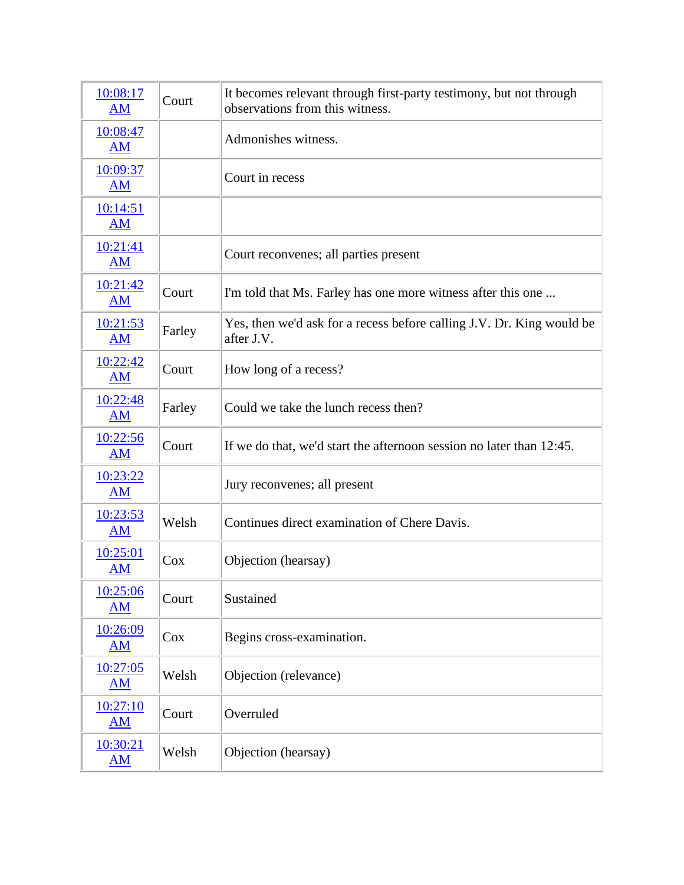| 10:08:17 AM | Court | It becomes relevant through first-party testimony, but not through observations from this witness. |
|---|---|---|
| 10:08:47 AM | | Admonishes witness. |
| 10:09:37 AM | | Court in recess |
| 10:14:51 AM | | |
| 10:21:41 AM | | Court reconvenes; all parties present |
| 10:21:42 AM | Court | I'm told that Ms. Farley has one more witness after this one ... |
| 10:21:53 AM | Farley | Yes, then we'd ask for a recess before calling J.V. Dr. King would be after J.V. |
| 10:22:42 AM | Court | How long of a recess? |
| 10:22:48 AM | Farley | Could we take the lunch recess then? |
| 10:22:56 AM | Court | If we do that, we'd start the afternoon session no later than 12:45. |
| 10:23:22 AM | | Jury reconvenes; all present |
| 10:23:53 AM | Welsh | Continues direct examination of Chere Davis. |
| 10:25:01 AM | Cox | Objection (hearsay) |
| 10:25:06 AM | Court | Sustained |
| 10:26:09 AM | Cox | Begins cross-examination. |
| 10:27:05 AM | Welsh | Objection (relevance) |
| 10:27:10 AM | Court | Overruled |
| 10:30:21 AM | Welsh | Objection (hearsay) |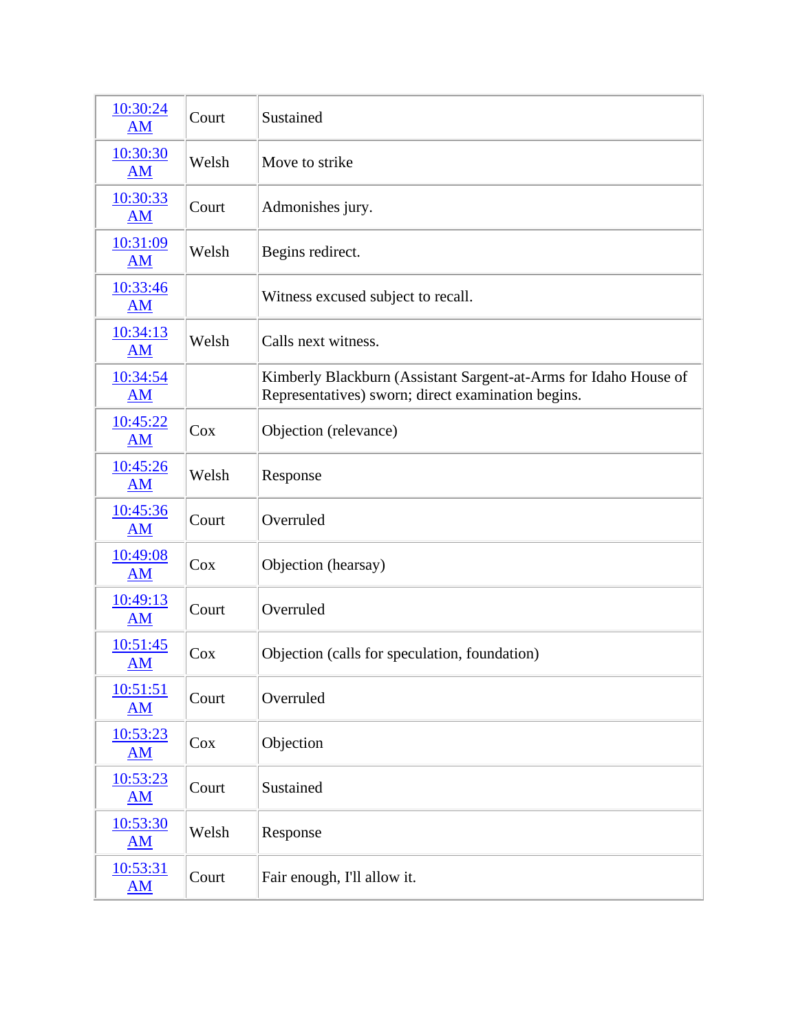| 10:30:24 AM | Court | Sustained |
|---|---|---|
| 10:30:30 AM | Welsh | Move to strike |
| 10:30:33 AM | Court | Admonishes jury. |
| 10:31:09 AM | Welsh | Begins redirect. |
| 10:33:46 AM | | Witness excused subject to recall. |
| 10:34:13 AM | Welsh | Calls next witness. |
| 10:34:54 AM | | Kimberly Blackburn (Assistant Sargent-at-Arms for Idaho House of Representatives) sworn; direct examination begins. |
| 10:45:22 AM | Cox | Objection (relevance) |
| 10:45:26 AM | Welsh | Response |
| 10:45:36 AM | Court | Overruled |
| 10:49:08 AM | Cox | Objection (hearsay) |
| 10:49:13 AM | Court | Overruled |
| 10:51:45 AM | Cox | Objection (calls for speculation, foundation) |
| 10:51:51 AM | Court | Overruled |
| 10:53:23 AM | Cox | Objection |
| 10:53:23 AM | Court | Sustained |
| 10:53:30 AM | Welsh | Response |
| 10:53:31 AM | Court | Fair enough, I'll allow it. |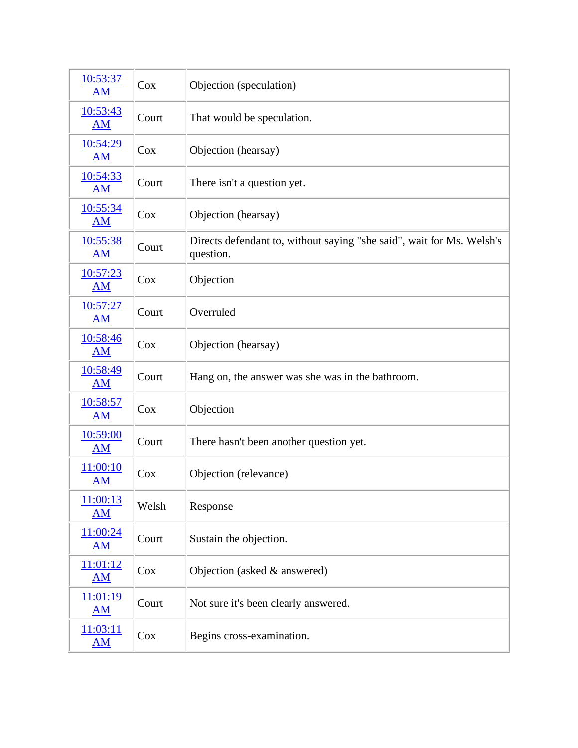| | | |
|---|---|---|
| 10:53:37 AM | Cox | Objection (speculation) |
| 10:53:43 AM | Court | That would be speculation. |
| 10:54:29 AM | Cox | Objection (hearsay) |
| 10:54:33 AM | Court | There isn't a question yet. |
| 10:55:34 AM | Cox | Objection (hearsay) |
| 10:55:38 AM | Court | Directs defendant to, without saying "she said", wait for Ms. Welsh's question. |
| 10:57:23 AM | Cox | Objection |
| 10:57:27 AM | Court | Overruled |
| 10:58:46 AM | Cox | Objection (hearsay) |
| 10:58:49 AM | Court | Hang on, the answer was she was in the bathroom. |
| 10:58:57 AM | Cox | Objection |
| 10:59:00 AM | Court | There hasn't been another question yet. |
| 11:00:10 AM | Cox | Objection (relevance) |
| 11:00:13 AM | Welsh | Response |
| 11:00:24 AM | Court | Sustain the objection. |
| 11:01:12 AM | Cox | Objection (asked & answered) |
| 11:01:19 AM | Court | Not sure it's been clearly answered. |
| 11:03:11 AM | Cox | Begins cross-examination. |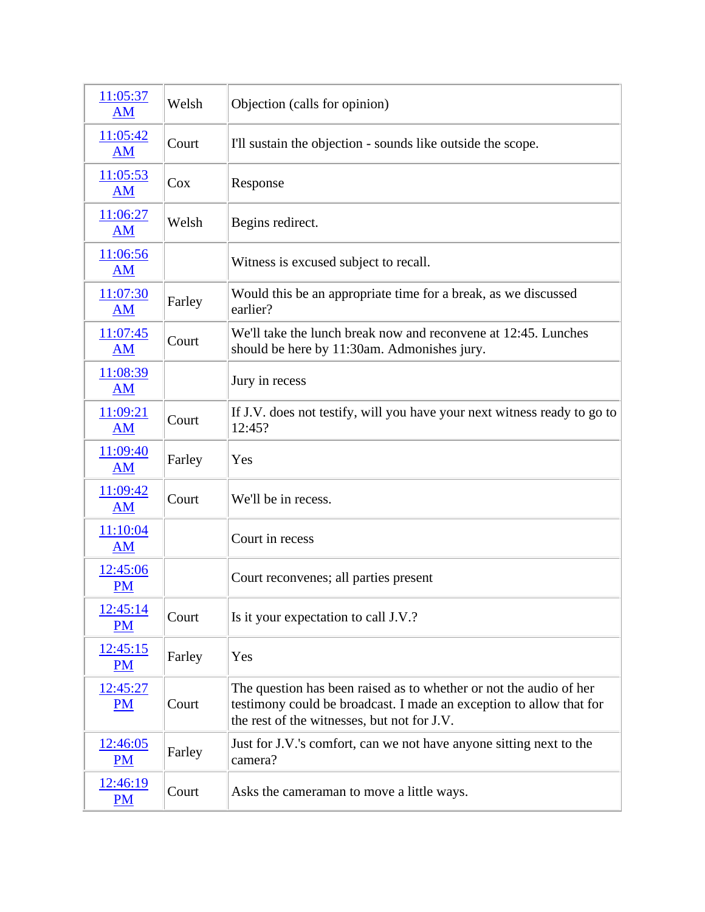| | | |
|---|---|---|
| 11:05:37 AM | Welsh | Objection (calls for opinion) |
| 11:05:42 AM | Court | I'll sustain the objection - sounds like outside the scope. |
| 11:05:53 AM | Cox | Response |
| 11:06:27 AM | Welsh | Begins redirect. |
| 11:06:56 AM | | Witness is excused subject to recall. |
| 11:07:30 AM | Farley | Would this be an appropriate time for a break, as we discussed earlier? |
| 11:07:45 AM | Court | We'll take the lunch break now and reconvene at 12:45. Lunches should be here by 11:30am. Admonishes jury. |
| 11:08:39 AM | | Jury in recess |
| 11:09:21 AM | Court | If J.V. does not testify, will you have your next witness ready to go to 12:45? |
| 11:09:40 AM | Farley | Yes |
| 11:09:42 AM | Court | We'll be in recess. |
| 11:10:04 AM | | Court in recess |
| 12:45:06 PM | | Court reconvenes; all parties present |
| 12:45:14 PM | Court | Is it your expectation to call J.V.? |
| 12:45:15 PM | Farley | Yes |
| 12:45:27 PM | Court | The question has been raised as to whether or not the audio of her testimony could be broadcast. I made an exception to allow that for the rest of the witnesses, but not for J.V. |
| 12:46:05 PM | Farley | Just for J.V.'s comfort, can we not have anyone sitting next to the camera? |
| 12:46:19 PM | Court | Asks the cameraman to move a little ways. |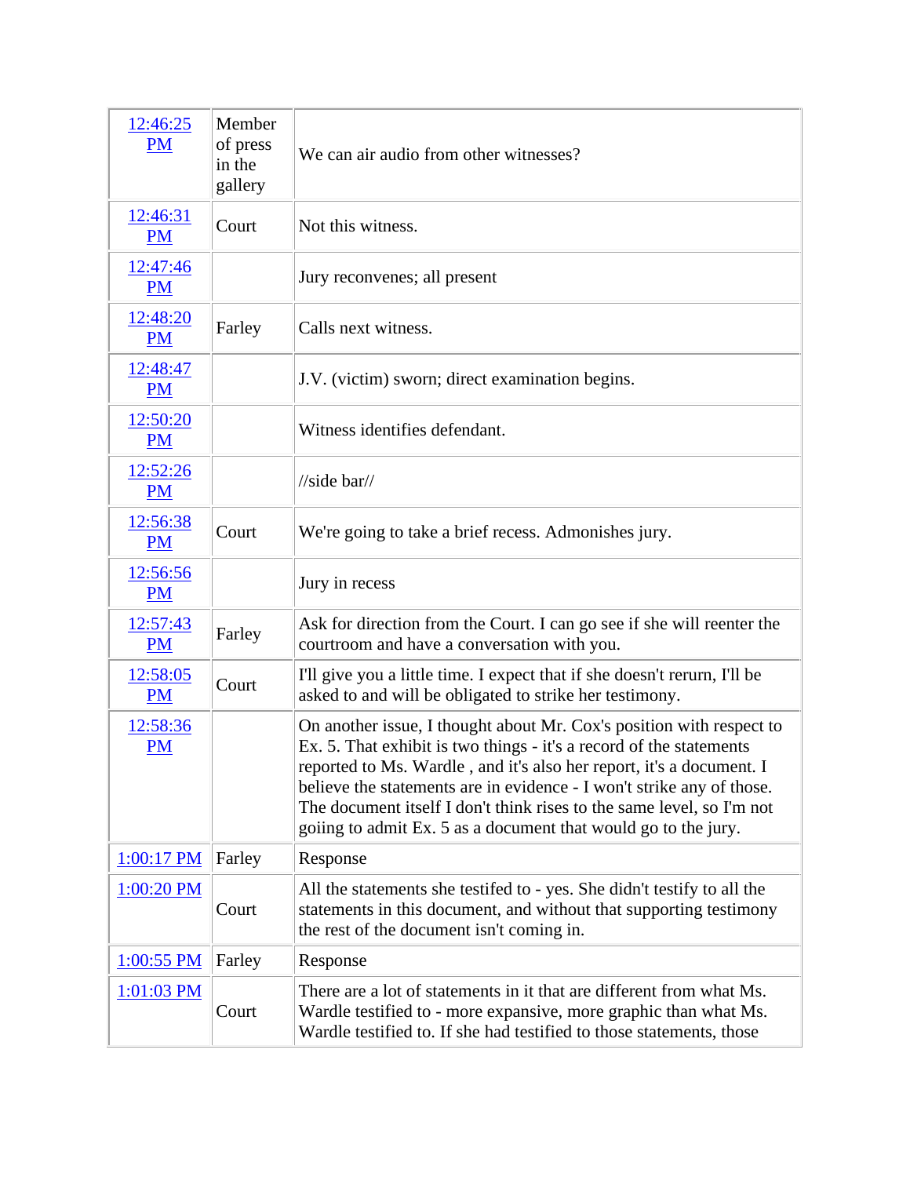| | | |
|---|---|---|
| 12:46:25 PM | Member of press in the gallery | We can air audio from other witnesses? |
| 12:46:31 PM | Court | Not this witness. |
| 12:47:46 PM | | Jury reconvenes; all present |
| 12:48:20 PM | Farley | Calls next witness. |
| 12:48:47 PM | | J.V. (victim) sworn; direct examination begins. |
| 12:50:20 PM | | Witness identifies defendant. |
| 12:52:26 PM | | //side bar// |
| 12:56:38 PM | Court | We're going to take a brief recess. Admonishes jury. |
| 12:56:56 PM | | Jury in recess |
| 12:57:43 PM | Farley | Ask for direction from the Court. I can go see if she will reenter the courtroom and have a conversation with you. |
| 12:58:05 PM | Court | I'll give you a little time. I expect that if she doesn't rerurn, I'll be asked to and will be obligated to strike her testimony. |
| 12:58:36 PM | | On another issue, I thought about Mr. Cox's position with respect to Ex. 5. That exhibit is two things - it's a record of the statements reported to Ms. Wardle , and it's also her report, it's a document. I believe the statements are in evidence - I won't strike any of those. The document itself I don't think rises to the same level, so I'm not goiing to admit Ex. 5 as a document that would go to the jury. |
| 1:00:17 PM | Farley | Response |
| 1:00:20 PM | Court | All the statements she testifed to - yes. She didn't testify to all the statements in this document, and without that supporting testimony the rest of the document isn't coming in. |
| 1:00:55 PM | Farley | Response |
| 1:01:03 PM | Court | There are a lot of statements in it that are different from what Ms. Wardle testified to - more expansive, more graphic than what Ms. Wardle testified to. If she had testified to those statements, those |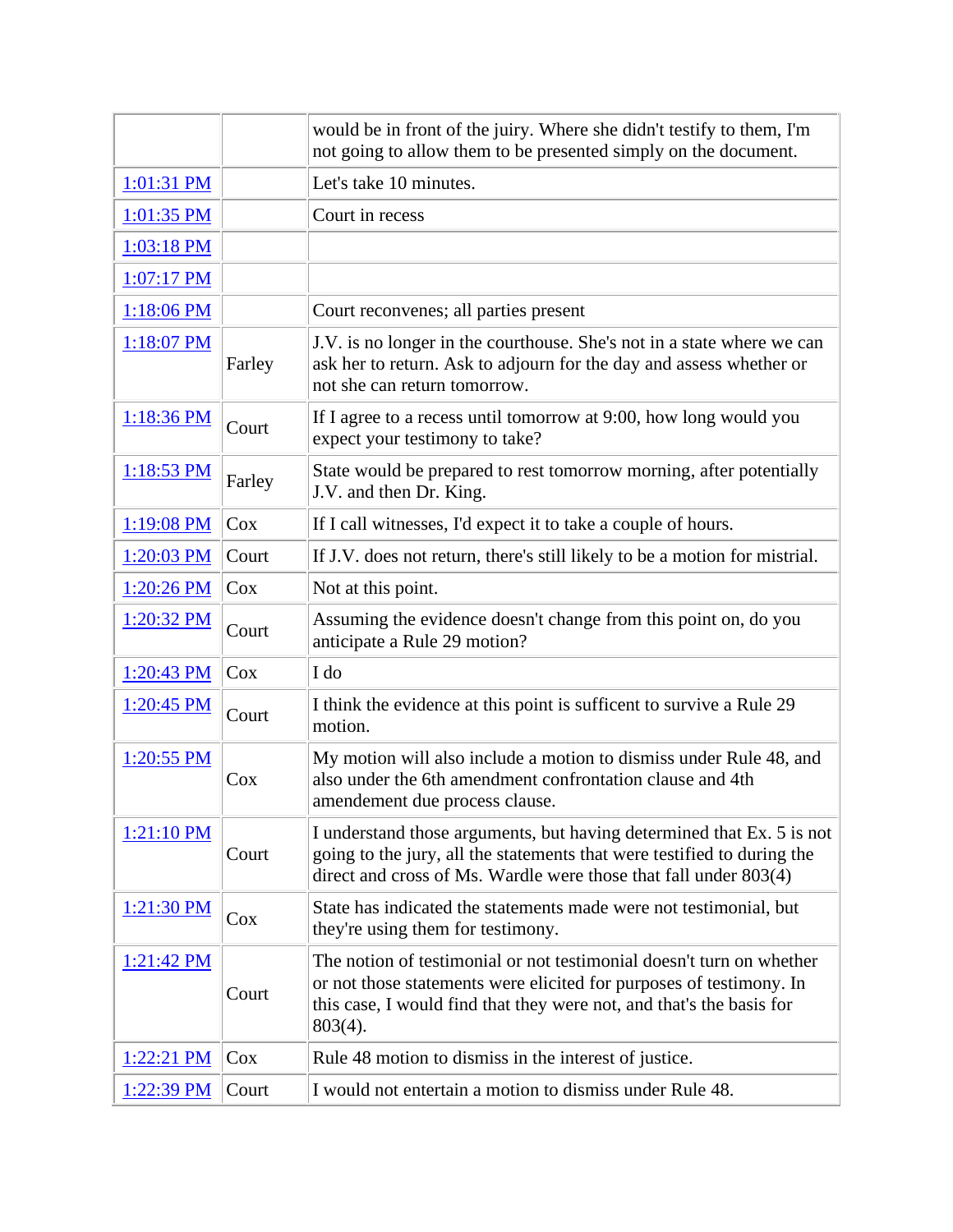| | | |
|---|---|---|
| | | would be in front of the jury. Where she didn't testify to them, I'm not going to allow them to be presented simply on the document. |
| 1:01:31 PM | | Let's take 10 minutes. |
| 1:01:35 PM | | Court in recess |
| 1:03:18 PM | | |
| 1:07:17 PM | | |
| 1:18:06 PM | | Court reconvenes; all parties present |
| 1:18:07 PM | Farley | J.V. is no longer in the courthouse. She's not in a state where we can ask her to return. Ask to adjourn for the day and assess whether or not she can return tomorrow. |
| 1:18:36 PM | Court | If I agree to a recess until tomorrow at 9:00, how long would you expect your testimony to take? |
| 1:18:53 PM | Farley | State would be prepared to rest tomorrow morning, after potentially J.V. and then Dr. King. |
| 1:19:08 PM | Cox | If I call witnesses, I'd expect it to take a couple of hours. |
| 1:20:03 PM | Court | If J.V. does not return, there's still likely to be a motion for mistrial. |
| 1:20:26 PM | Cox | Not at this point. |
| 1:20:32 PM | Court | Assuming the evidence doesn't change from this point on, do you anticipate a Rule 29 motion? |
| 1:20:43 PM | Cox | I do |
| 1:20:45 PM | Court | I think the evidence at this point is sufficent to survive a Rule 29 motion. |
| 1:20:55 PM | Cox | My motion will also include a motion to dismiss under Rule 48, and also under the 6th amendment confrontation clause and 4th amendement due process clause. |
| 1:21:10 PM | Court | I understand those arguments, but having determined that Ex. 5 is not going to the jury, all the statements that were testified to during the direct and cross of Ms. Wardle were those that fall under 803(4) |
| 1:21:30 PM | Cox | State has indicated the statements made were not testimonial, but they're using them for testimony. |
| 1:21:42 PM | Court | The notion of testimonial or not testimonial doesn't turn on whether or not those statements were elicited for purposes of testimony. In this case, I would find that they were not, and that's the basis for 803(4). |
| 1:22:21 PM | Cox | Rule 48 motion to dismiss in the interest of justice. |
| 1:22:39 PM | Court | I would not entertain a motion to dismiss under Rule 48. |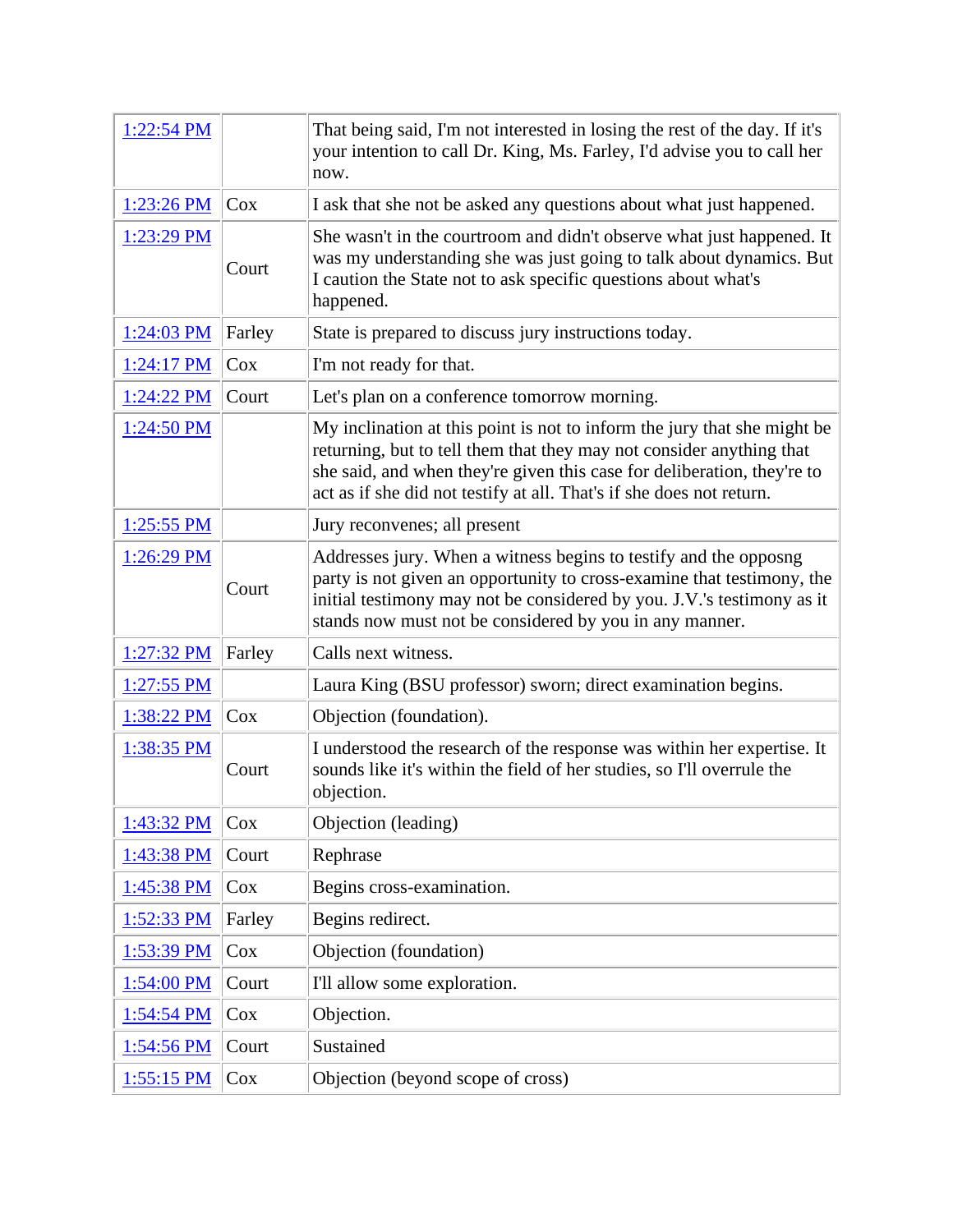| 1:22:54 PM | | That being said, I'm not interested in losing the rest of the day. If it's your intention to call Dr. King, Ms. Farley, I'd advise you to call her now. |
|---|---|---|
| 1:23:26 PM | Cox | I ask that she not be asked any questions about what just happened. |
| 1:23:29 PM | Court | She wasn't in the courtroom and didn't observe what just happened. It was my understanding she was just going to talk about dynamics. But I caution the State not to ask specific questions about what's happened. |
| 1:24:03 PM | Farley | State is prepared to discuss jury instructions today. |
| 1:24:17 PM | Cox | I'm not ready for that. |
| 1:24:22 PM | Court | Let's plan on a conference tomorrow morning. |
| 1:24:50 PM | | My inclination at this point is not to inform the jury that she might be returning, but to tell them that they may not consider anything that she said, and when they're given this case for deliberation, they're to act as if she did not testify at all. That's if she does not return. |
| 1:25:55 PM | | Jury reconvenes; all present |
| 1:26:29 PM | Court | Addresses jury. When a witness begins to testify and the opposng party is not given an opportunity to cross-examine that testimony, the initial testimony may not be considered by you. J.V.'s testimony as it stands now must not be considered by you in any manner. |
| 1:27:32 PM | Farley | Calls next witness. |
| 1:27:55 PM | | Laura King (BSU professor) sworn; direct examination begins. |
| 1:38:22 PM | Cox | Objection (foundation). |
| 1:38:35 PM | Court | I understood the research of the response was within her expertise. It sounds like it's within the field of her studies, so I'll overrule the objection. |
| 1:43:32 PM | Cox | Objection (leading) |
| 1:43:38 PM | Court | Rephrase |
| 1:45:38 PM | Cox | Begins cross-examination. |
| 1:52:33 PM | Farley | Begins redirect. |
| 1:53:39 PM | Cox | Objection (foundation) |
| 1:54:00 PM | Court | I'll allow some exploration. |
| 1:54:54 PM | Cox | Objection. |
| 1:54:56 PM | Court | Sustained |
| 1:55:15 PM | Cox | Objection (beyond scope of cross) |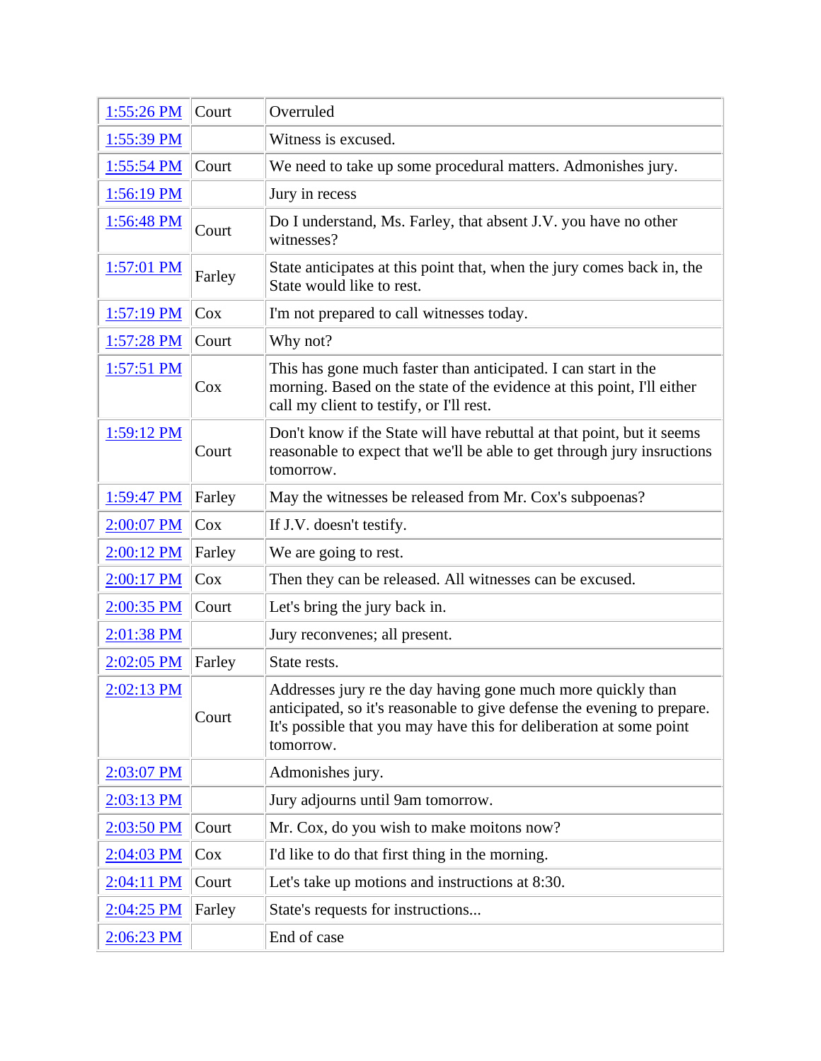| 1:55:26 PM | Court | Overruled |
|---|---|---|
| 1:55:39 PM | | Witness is excused. |
| 1:55:54 PM | Court | We need to take up some procedural matters. Admonishes jury. |
| 1:56:19 PM | | Jury in recess |
| 1:56:48 PM | Court | Do I understand, Ms. Farley, that absent J.V. you have no other witnesses? |
| 1:57:01 PM | Farley | State anticipates at this point that, when the jury comes back in, the State would like to rest. |
| 1:57:19 PM | Cox | I'm not prepared to call witnesses today. |
| 1:57:28 PM | Court | Why not? |
| 1:57:51 PM | Cox | This has gone much faster than anticipated. I can start in the morning. Based on the state of the evidence at this point, I'll either call my client to testify, or I'll rest. |
| 1:59:12 PM | Court | Don't know if the State will have rebuttal at that point, but it seems reasonable to expect that we'll be able to get through jury insructions tomorrow. |
| 1:59:47 PM | Farley | May the witnesses be released from Mr. Cox's subpoenas? |
| 2:00:07 PM | Cox | If J.V. doesn't testify. |
| 2:00:12 PM | Farley | We are going to rest. |
| 2:00:17 PM | Cox | Then they can be released. All witnesses can be excused. |
| 2:00:35 PM | Court | Let's bring the jury back in. |
| 2:01:38 PM | | Jury reconvenes; all present. |
| 2:02:05 PM | Farley | State rests. |
| 2:02:13 PM | Court | Addresses jury re the day having gone much more quickly than anticipated, so it's reasonable to give defense the evening to prepare. It's possible that you may have this for deliberation at some point tomorrow. |
| 2:03:07 PM | | Admonishes jury. |
| 2:03:13 PM | | Jury adjourns until 9am tomorrow. |
| 2:03:50 PM | Court | Mr. Cox, do you wish to make moitons now? |
| 2:04:03 PM | Cox | I'd like to do that first thing in the morning. |
| 2:04:11 PM | Court | Let's take up motions and instructions at 8:30. |
| 2:04:25 PM | Farley | State's requests for instructions... |
| 2:06:23 PM | | End of case |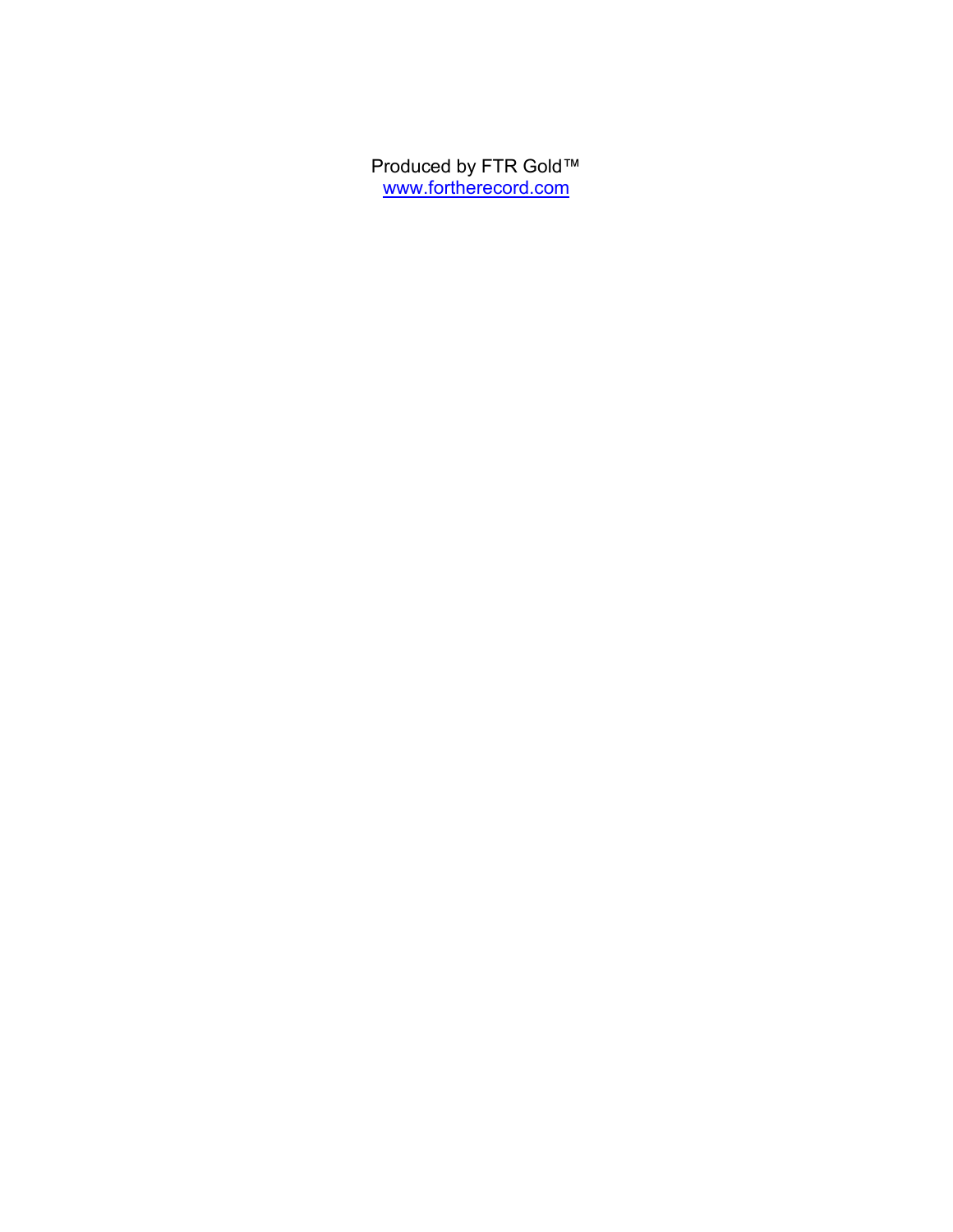Produced by FTR Gold™
www.fortherecord.com